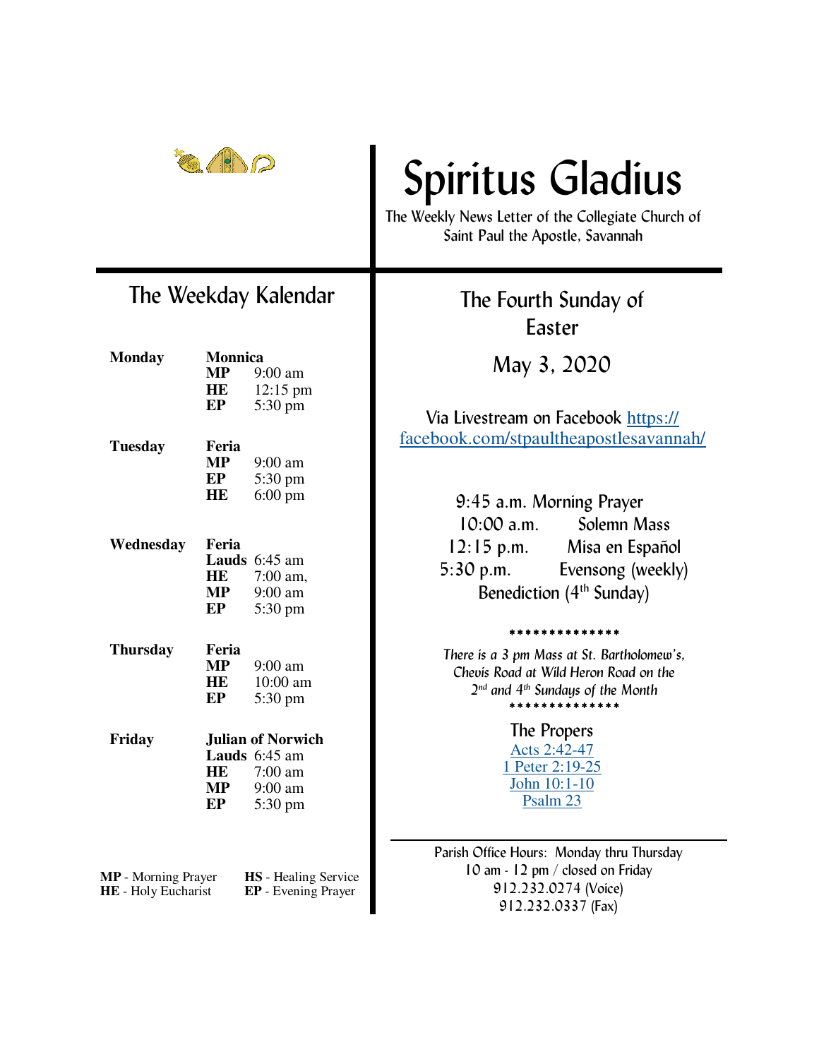# Spiritus Gladius

The Weekly News Letter of the Collegiate Church of Saint Paul the Apostle, Savannah

## The Weekday Kalendar

**Monday** — **Monnica**
- **MP** 9:00 am
- **HE** 12:15 pm
- **EP** 5:30 pm

**Tuesday** — **Feria**
- **MP** 9:00 am
- **EP** 5:30 pm
- **HE** 6:00 pm

**Wednesday** — **Feria**
- **Lauds** 6:45 am
- **HE** 7:00 am,
- **MP** 9:00 am
- **EP** 5:30 pm

**Thursday** — **Feria**
- **MP** 9:00 am
- **HE** 10:00 am
- **EP** 5:30 pm

**Friday** — **Julian of Norwich**
- **Lauds** 6:45 am
- **HE** 7:00 am
- **MP** 9:00 am
- **EP** 5:30 pm

**MP** - Morning Prayer  **HS** - Healing Service
**HE** - Holy Eucharist  **EP** - Evening Prayer

## The Fourth Sunday of Easter

May 3, 2020

Via Livestream on Facebook https://facebook.com/stpaultheapostlesavannah/

9:45 a.m. Morning Prayer
10:00 a.m. Solemn Mass
12:15 p.m. Misa en Español
5:30 p.m. Evensong (weekly)
Benediction (4th Sunday)

**************

*There is a 3 pm Mass at St. Bartholomew's, Chevis Road at Wild Heron Road on the 2nd and 4th Sundays of the Month*

**************

### The Propers

Acts 2:42-47
1 Peter 2:19-25
John 10:1-10
Psalm 23

Parish Office Hours: Monday thru Thursday
10 am - 12 pm / closed on Friday
912.232.0274 (Voice)
912.232.0337 (Fax)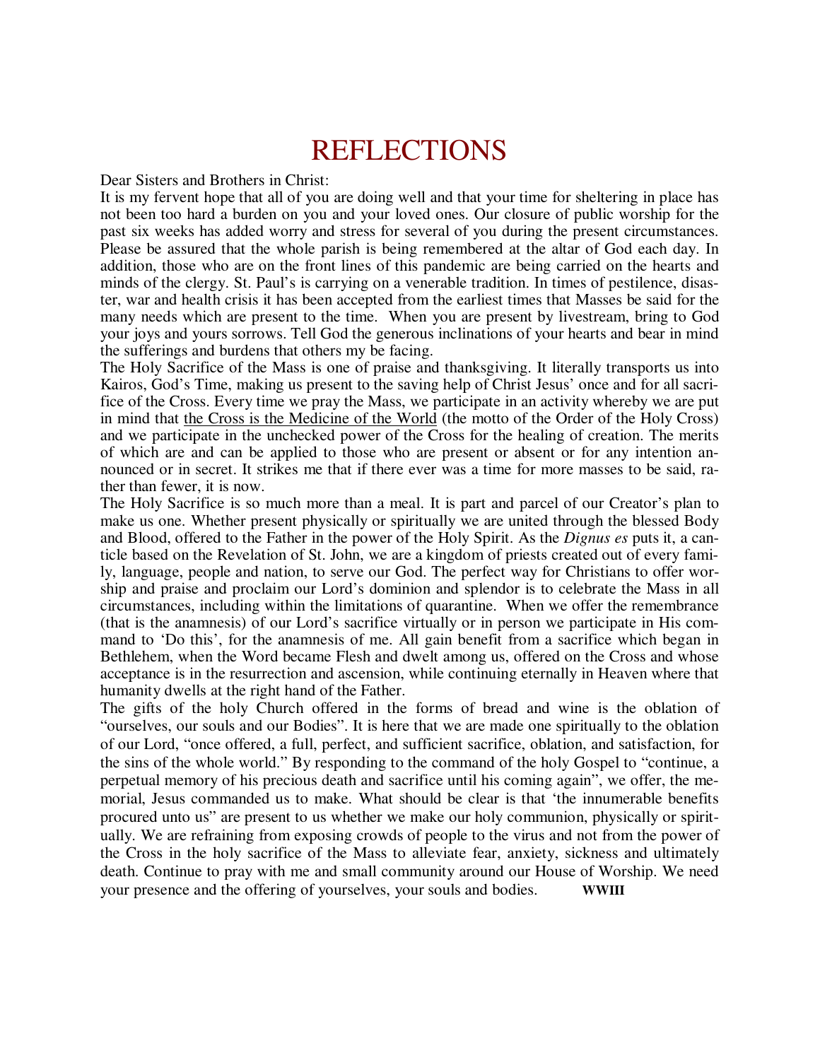# REFLECTIONS

Dear Sisters and Brothers in Christ:

It is my fervent hope that all of you are doing well and that your time for sheltering in place has not been too hard a burden on you and your loved ones. Our closure of public worship for the past six weeks has added worry and stress for several of you during the present circumstances. Please be assured that the whole parish is being remembered at the altar of God each day. In addition, those who are on the front lines of this pandemic are being carried on the hearts and minds of the clergy. St. Paul's is carrying on a venerable tradition. In times of pestilence, disaster, war and health crisis it has been accepted from the earliest times that Masses be said for the many needs which are present to the time. When you are present by livestream, bring to God your joys and yours sorrows. Tell God the generous inclinations of your hearts and bear in mind the sufferings and burdens that others my be facing.

The Holy Sacrifice of the Mass is one of praise and thanksgiving. It literally transports us into Kairos, God's Time, making us present to the saving help of Christ Jesus' once and for all sacrifice of the Cross. Every time we pray the Mass, we participate in an activity whereby we are put in mind that <u>the Cross is the Medicine of the World</u> (the motto of the Order of the Holy Cross) and we participate in the unchecked power of the Cross for the healing of creation. The merits of which are and can be applied to those who are present or absent or for any intention announced or in secret. It strikes me that if there ever was a time for more masses to be said, rather than fewer, it is now.

The Holy Sacrifice is so much more than a meal. It is part and parcel of our Creator's plan to make us one. Whether present physically or spiritually we are united through the blessed Body and Blood, offered to the Father in the power of the Holy Spirit. As the *Dignus es* puts it, a canticle based on the Revelation of St. John, we are a kingdom of priests created out of every family, language, people and nation, to serve our God. The perfect way for Christians to offer worship and praise and proclaim our Lord's dominion and splendor is to celebrate the Mass in all circumstances, including within the limitations of quarantine. When we offer the remembrance (that is the anamnesis) of our Lord's sacrifice virtually or in person we participate in His command to 'Do this', for the anamnesis of me. All gain benefit from a sacrifice which began in Bethlehem, when the Word became Flesh and dwelt among us, offered on the Cross and whose acceptance is in the resurrection and ascension, while continuing eternally in Heaven where that humanity dwells at the right hand of the Father.

The gifts of the holy Church offered in the forms of bread and wine is the oblation of "ourselves, our souls and our Bodies". It is here that we are made one spiritually to the oblation of our Lord, "once offered, a full, perfect, and sufficient sacrifice, oblation, and satisfaction, for the sins of the whole world." By responding to the command of the holy Gospel to "continue, a perpetual memory of his precious death and sacrifice until his coming again", we offer, the memorial, Jesus commanded us to make. What should be clear is that 'the innumerable benefits procured unto us" are present to us whether we make our holy communion, physically or spiritually. We are refraining from exposing crowds of people to the virus and not from the power of the Cross in the holy sacrifice of the Mass to alleviate fear, anxiety, sickness and ultimately death. Continue to pray with me and small community around our House of Worship. We need your presence and the offering of yourselves, your souls and bodies. **WWIII**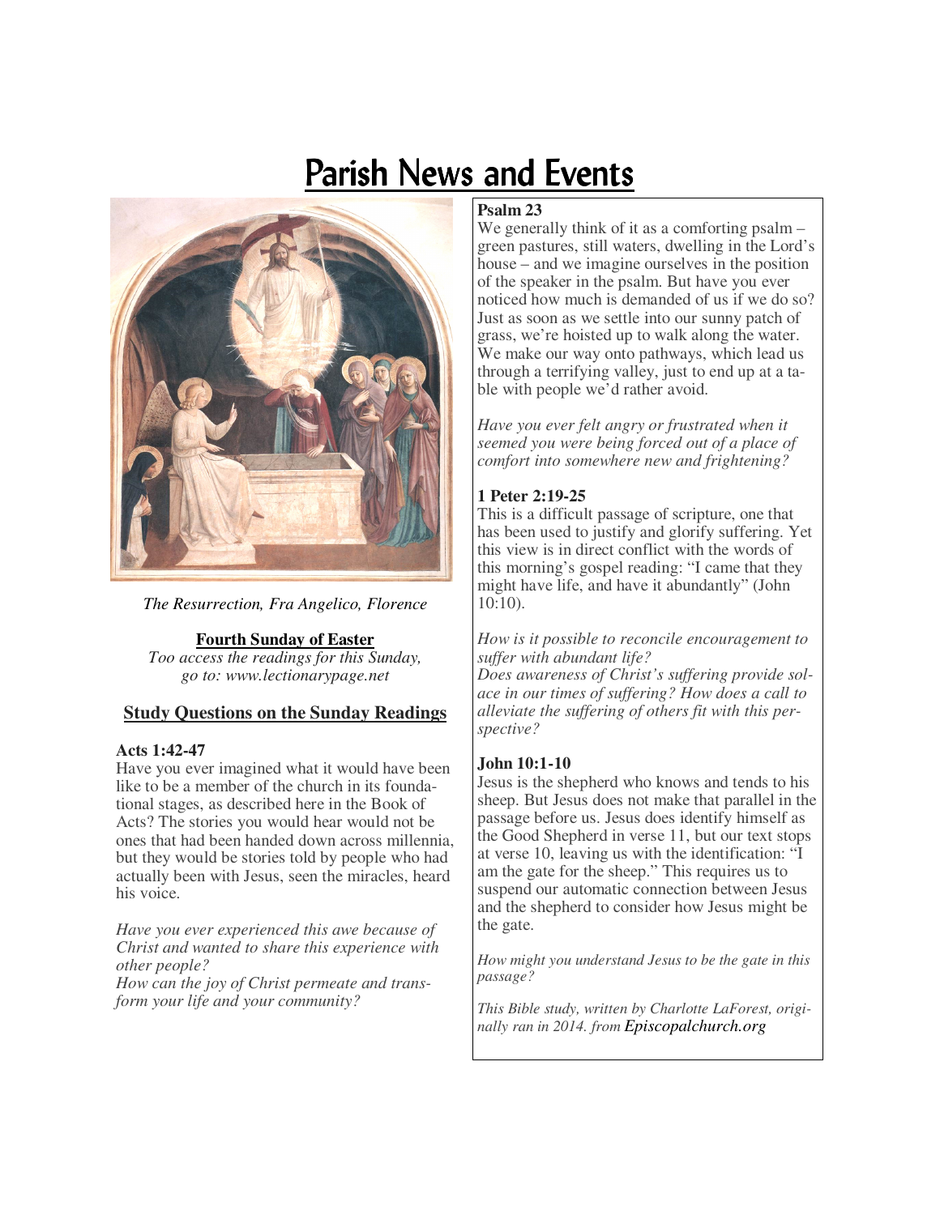# Parish News and Events

*The Resurrection, Fra Angelico, Florence*

**Fourth Sunday of Easter**

*Too access the readings for this Sunday, go to: www.lectionarypage.net*

## Study Questions on the Sunday Readings

**Acts 1:42-47**

Have you ever imagined what it would have been like to be a member of the church in its foundational stages, as described here in the Book of Acts? The stories you would hear would not be ones that had been handed down across millennia, but they would be stories told by people who had actually been with Jesus, seen the miracles, heard his voice.

*Have you ever experienced this awe because of Christ and wanted to share this experience with other people?*

*How can the joy of Christ permeate and transform your life and your community?*

**Psalm 23**

We generally think of it as a comforting psalm – green pastures, still waters, dwelling in the Lord's house – and we imagine ourselves in the position of the speaker in the psalm. But have you ever noticed how much is demanded of us if we do so? Just as soon as we settle into our sunny patch of grass, we're hoisted up to walk along the water. We make our way onto pathways, which lead us through a terrifying valley, just to end up at a table with people we'd rather avoid.

*Have you ever felt angry or frustrated when it seemed you were being forced out of a place of comfort into somewhere new and frightening?*

**1 Peter 2:19-25**

This is a difficult passage of scripture, one that has been used to justify and glorify suffering. Yet this view is in direct conflict with the words of this morning's gospel reading: "I came that they might have life, and have it abundantly" (John 10:10).

*How is it possible to reconcile encouragement to suffer with abundant life?*

*Does awareness of Christ's suffering provide solace in our times of suffering? How does a call to alleviate the suffering of others fit with this perspective?*

**John 10:1-10**

Jesus is the shepherd who knows and tends to his sheep. But Jesus does not make that parallel in the passage before us. Jesus does identify himself as the Good Shepherd in verse 11, but our text stops at verse 10, leaving us with the identification: "I am the gate for the sheep." This requires us to suspend our automatic connection between Jesus and the shepherd to consider how Jesus might be the gate.

*How might you understand Jesus to be the gate in this passage?*

*This Bible study, written by Charlotte LaForest, originally ran in 2014. from Episcopalchurch.org*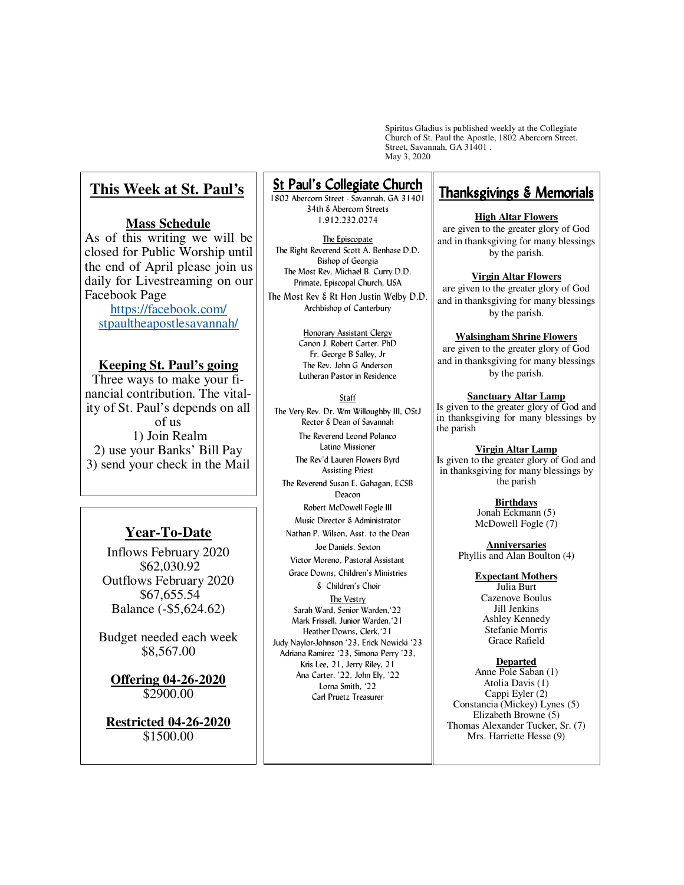Spiritus Gladius is published weekly at the Collegiate Church of St. Paul the Apostle, 1802 Abercorn Street. Street, Savannah, GA 31401 .
May 3, 2020

## This Week at St. Paul's

### Mass Schedule

As of this writing we will be closed for Public Worship until the end of April please join us daily for Livestreaming on our Facebook Page
https://facebook.com/stpaultheapostlesavannah/

### Keeping St. Paul's going

Three ways to make your financial contribution. The vitality of St. Paul's depends on all of us
1) Join Realm
2) use your Banks' Bill Pay
3) send your check in the Mail

## Year-To-Date

Inflows February 2020
$62,030.92
Outflows February 2020
$67,655.54
Balance (-$5,624.62)

Budget needed each week
$8,567.00

**Offering 04-26-2020**
$2900.00

**Restricted 04-26-2020**
$1500.00

## St Paul's Collegiate Church

1802 Abercorn Street - Savannah, GA 31401
34th & Abercorn Streets
1.912.232.0274

The Episcopate
The Right Reverend Scott A. Benhase D.D.
Bishop of Georgia
The Most Rev. Michael B. Curry D.D.
Primate, Episcopal Church, USA
The Most Rev & Rt Hon Justin Welby D.D.
Archbishop of Canterbury

Honorary Assistant Clergy
Canon J. Robert Carter. PhD
Fr. George B Salley, Jr
The Rev. John G Anderson
Lutheran Pastor in Residence

Staff
The Very Rev. Dr. Wm Willoughby III, OStJ
Rector & Dean of Savannah
The Reverend Leonel Polanco
Latino Missioner
The Rev'd Lauren Flowers Byrd
Assisting Priest
The Reverend Susan E. Gahagan, ECSB
Deacon
Robert McDowell Fogle III
Music Director & Administrator
Nathan P. Wilson, Asst. to the Dean
Joe Daniels, Sexton
Victor Moreno, Pastoral Assistant
Grace Downs, Children's Ministries
& Children's Choir

The Vestry
Sarah Ward, Senior Warden,'22
Mark Frissell, Junior Warden,'21
Heather Downs, Clerk,'21
Judy Naylor-Johnson '23, Erick Nowicki '23
Adriana Ramirez '23, Simona Perry '23,
Kris Lee, 21, Jerry Riley, 21
Ana Carter, '22, John Ely, '22
Lorna Smith, '22
Carl Pruetz Treasurer

## Thanksgivings & Memorials

**High Altar Flowers**
are given to the greater glory of God and in thanksgiving for many blessings by the parish.

**Virgin Altar Flowers**
are given to the greater glory of God and in thanksgiving for many blessings by the parish.

**Walsingham Shrine Flowers**
are given to the greater glory of God and in thanksgiving for many blessings by the parish.

**Sanctuary Altar Lamp**
Is given to the greater glory of God and in thanksgiving for many blessings by the parish

**Virgin Altar Lamp**
Is given to the greater glory of God and in thanksgiving for many blessings by the parish

**Birthdays**
Jonah Eckmann (5)
McDowell Fogle (7)

**Anniversaries**
Phyllis and Alan Boulton (4)

**Expectant Mothers**
Julia Burt
Cazenove Boulus
Jill Jenkins
Ashley Kennedy
Stefanie Morris
Grace Rafield

**Departed**
Anne Pole Saban (1)
Atolia Davis (1)
Cappi Eyler (2)
Constancia (Mickey) Lynes (5)
Elizabeth Browne (5)
Thomas Alexander Tucker, Sr. (7)
Mrs. Harriette Hesse (9)